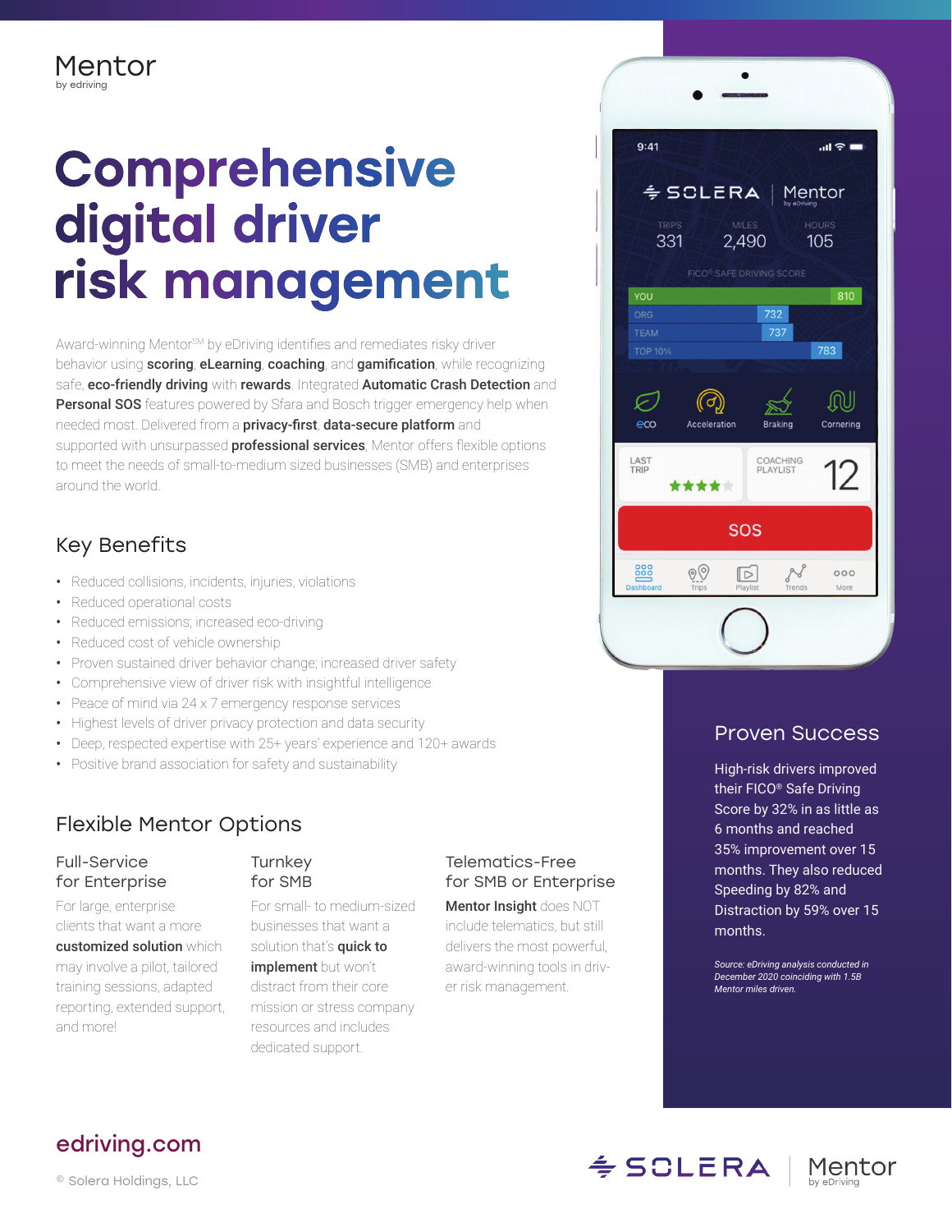Mentor
by edriving

# Comprehensive digital driver risk management

Award-winning Mentor[SM] by eDriving identifies and remediates risky driver behavior using **scoring**, **eLearning**, **coaching**, and **gamification**, while recognizing safe, **eco-friendly driving** with **rewards**. Integrated **Automatic Crash Detection** and **Personal SOS** features powered by Sfara and Bosch trigger emergency help when needed most. Delivered from a **privacy-first**, **data-secure platform** and supported with unsurpassed **professional services**, Mentor offers flexible options to meet the needs of small-to-medium sized businesses (SMB) and enterprises around the world.

## Key Benefits

- Reduced collisions, incidents, injuries, violations
- Reduced operational costs
- Reduced emissions; increased eco-driving
- Reduced cost of vehicle ownership
- Proven sustained driver behavior change; increased driver safety
- Comprehensive view of driver risk with insightful intelligence
- Peace of mind via 24 x 7 emergency response services
- Highest levels of driver privacy protection and data security
- Deep, respected expertise with 25+ years' experience and 120+ awards
- Positive brand association for safety and sustainability

## Flexible Mentor Options

### Full-Service for Enterprise

For large, enterprise clients that want a more **customized solution** which may involve a pilot, tailored training sessions, adapted reporting, extended support, and more!

### Turnkey for SMB

For small- to medium-sized businesses that want a solution that's **quick to implement** but won't distract from their core mission or stress company resources and includes dedicated support.

### Telematics-Free for SMB or Enterprise

**Mentor Insight** does NOT include telematics, but still delivers the most powerful, award-winning tools in driver risk management.

## Proven Success

High-risk drivers improved their FICO® Safe Driving Score by 32% in as little as 6 months and reached 35% improvement over 15 months. They also reduced Speeding by 82% and Distraction by 59% over 15 months.

*Source: eDriving analysis conducted in December 2020 coinciding with 1.5B Mentor miles driven.*

edriving.com

© Solera Holdings, LLC

SOLERA | Mentor by eDriving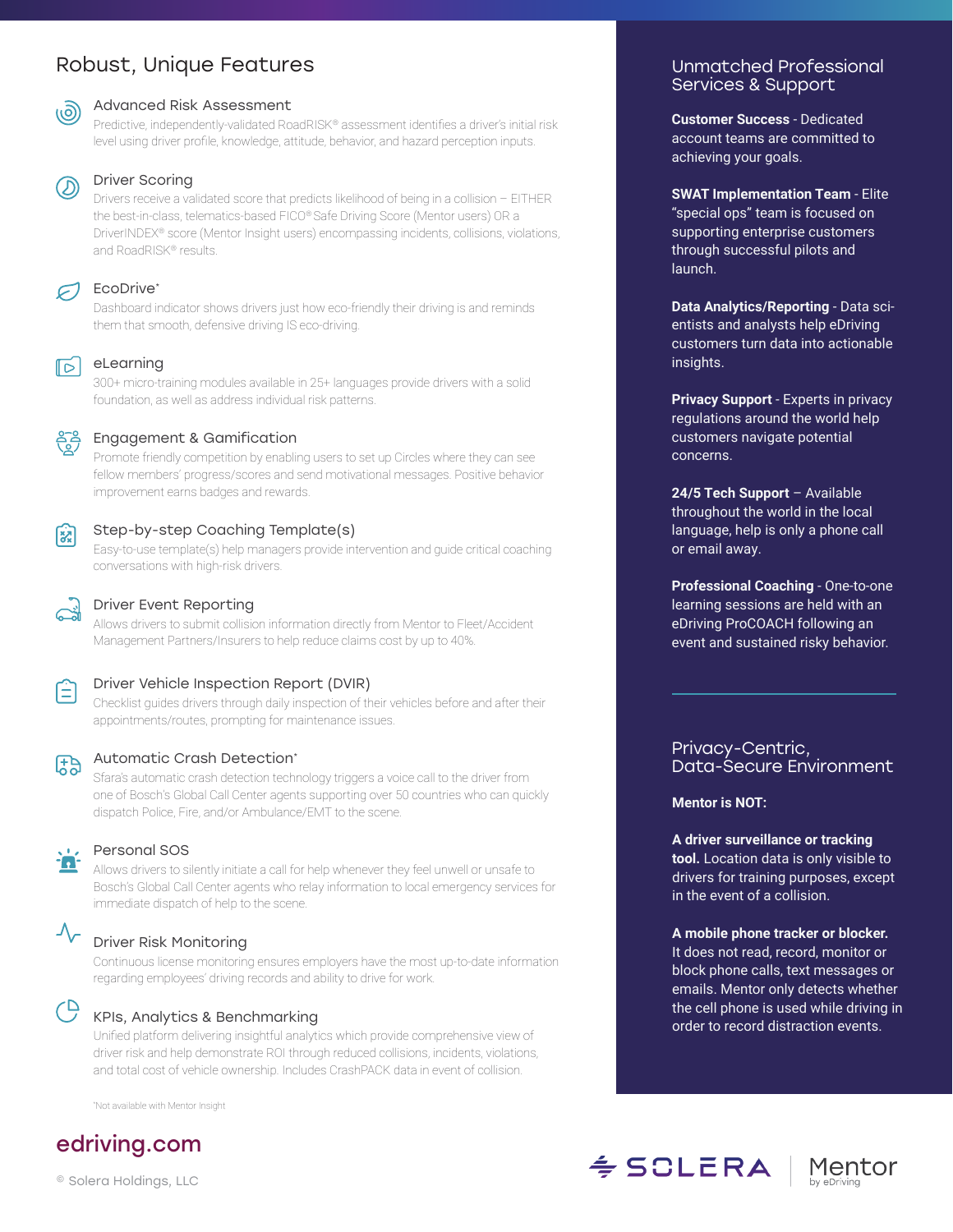## Robust, Unique Features

### Advanced Risk Assessment

Predictive, independently-validated RoadRISK® assessment identifies a driver's initial risk level using driver profile, knowledge, attitude, behavior, and hazard perception inputs.

### Driver Scoring

Drivers receive a validated score that predicts likelihood of being in a collision – EITHER the best-in-class, telematics-based FICO® Safe Driving Score (Mentor users) OR a DriverINDEX® score (Mentor Insight users) encompassing incidents, collisions, violations, and RoadRISK® results.

### EcoDrive*

Dashboard indicator shows drivers just how eco-friendly their driving is and reminds them that smooth, defensive driving IS eco-driving.

### eLearning

300+ micro-training modules available in 25+ languages provide drivers with a solid foundation, as well as address individual risk patterns.

### Engagement & Gamification

Promote friendly competition by enabling users to set up Circles where they can see fellow members' progress/scores and send motivational messages. Positive behavior improvement earns badges and rewards.

### Step-by-step Coaching Template(s)

Easy-to-use template(s) help managers provide intervention and guide critical coaching conversations with high-risk drivers.

### Driver Event Reporting

Allows drivers to submit collision information directly from Mentor to Fleet/Accident Management Partners/Insurers to help reduce claims cost by up to 40%.

### Driver Vehicle Inspection Report (DVIR)

Checklist guides drivers through daily inspection of their vehicles before and after their appointments/routes, prompting for maintenance issues.

### Automatic Crash Detection*

Sfara's automatic crash detection technology triggers a voice call to the driver from one of Bosch's Global Call Center agents supporting over 50 countries who can quickly dispatch Police, Fire, and/or Ambulance/EMT to the scene.

### Personal SOS

Allows drivers to silently initiate a call for help whenever they feel unwell or unsafe to Bosch's Global Call Center agents who relay information to local emergency services for immediate dispatch of help to the scene.

### Driver Risk Monitoring

Continuous license monitoring ensures employers have the most up-to-date information regarding employees' driving records and ability to drive for work.

### KPIs, Analytics & Benchmarking

Unified platform delivering insightful analytics which provide comprehensive view of driver risk and help demonstrate ROI through reduced collisions, incidents, violations, and total cost of vehicle ownership. Includes CrashPACK data in event of collision.

*Not available with Mentor Insight

## Unmatched Professional Services & Support

**Customer Success** - Dedicated account teams are committed to achieving your goals.

**SWAT Implementation Team** - Elite "special ops" team is focused on supporting enterprise customers through successful pilots and launch.

**Data Analytics/Reporting** - Data scientists and analysts help eDriving customers turn data into actionable insights.

**Privacy Support** - Experts in privacy regulations around the world help customers navigate potential concerns.

**24/5 Tech Support** – Available throughout the world in the local language, help is only a phone call or email away.

**Professional Coaching** - One-to-one learning sessions are held with an eDriving ProCOACH following an event and sustained risky behavior.

## Privacy-Centric, Data-Secure Environment

**Mentor is NOT:**

**A driver surveillance or tracking tool.** Location data is only visible to drivers for training purposes, except in the event of a collision.

**A mobile phone tracker or blocker.** It does not read, record, monitor or block phone calls, text messages or emails. Mentor only detects whether the cell phone is used while driving in order to record distraction events.

edriving.com

© Solera Holdings, LLC

SOLERA | Mentor by eDriving